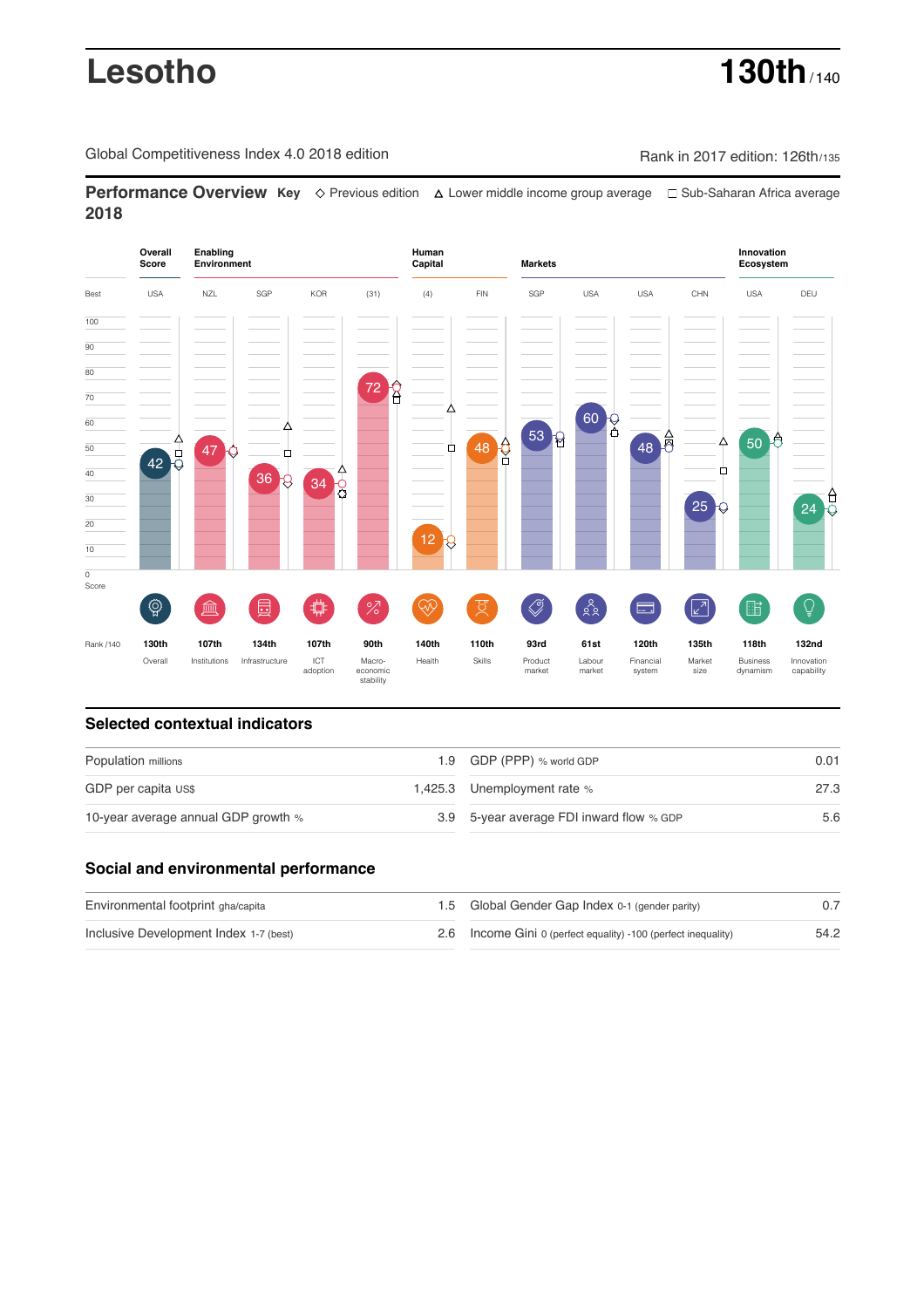# Lesotho

**130th** / 140

Global Competitiveness Index 4.0 2018 edition

Rank in 2017 edition: 126th/135

## Performance Overview 2018

**Key** ◇ Previous edition △ Lower middle income group average □ Sub-Saharan Africa average

| | Overall Score | Enabling Environment | | | | Human Capital | | Markets | | | | Innovation Ecosystem | |
|---|---|---|---|---|---|---|---|---|---|---|---|---|---|
| Best | USA | NZL | SGP | KOR | (31) | (4) | FIN | SGP | USA | USA | CHN | USA | DEU |
| Score | 42 | 47 | 36 | 34 | 72 | 12 | 48 | 53 | 60 | 48 | 25 | 50 | 24 |
| Rank /140 | 130th | 107th | 134th | 107th | 90th | 140th | 110th | 93rd | 61st | 120th | 135th | 118th | 132nd |
| | Overall | Institutions | Infrastructure | ICT adoption | Macro-economic stability | Health | Skills | Product market | Labour market | Financial system | Market size | Business dynamism | Innovation capability |

## Selected contextual indicators

| | | | |
|---|---|---|---|
| Population millions | 1.9 | GDP (PPP) % world GDP | 0.01 |
| GDP per capita US$ | 1,425.3 | Unemployment rate % | 27.3 |
| 10-year average annual GDP growth % | 3.9 | 5-year average FDI inward flow % GDP | 5.6 |

## Social and environmental performance

| | | | |
|---|---|---|---|
| Environmental footprint gha/capita | 1.5 | Global Gender Gap Index 0-1 (gender parity) | 0.7 |
| Inclusive Development Index 1-7 (best) | 2.6 | Income Gini 0 (perfect equality) -100 (perfect inequality) | 54.2 |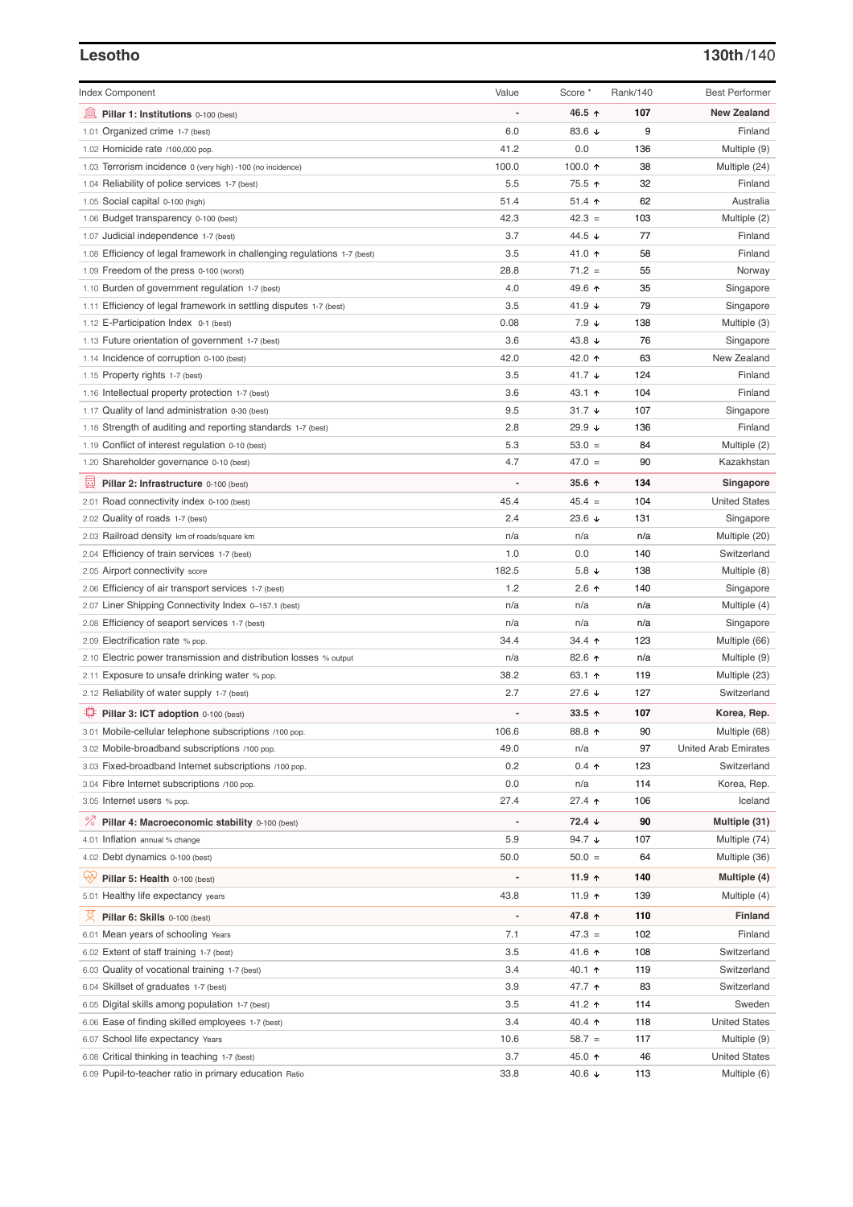## Lesotho

**130th/140**

| Index Component | Value | Score * | Rank/140 | Best Performer |
|---|---|---|---|---|
| **Pillar 1: Institutions** 0-100 (best) | - | **46.5 ↑** | **107** | **New Zealand** |
| 1.01 Organized crime 1-7 (best) | 6.0 | 83.6 ↓ | 9 | Finland |
| 1.02 Homicide rate /100,000 pop. | 41.2 | 0.0 | 136 | Multiple (9) |
| 1.03 Terrorism incidence 0 (very high) -100 (no incidence) | 100.0 | 100.0 ↑ | 38 | Multiple (24) |
| 1.04 Reliability of police services 1-7 (best) | 5.5 | 75.5 ↑ | 32 | Finland |
| 1.05 Social capital 0-100 (high) | 51.4 | 51.4 ↑ | 62 | Australia |
| 1.06 Budget transparency 0-100 (best) | 42.3 | 42.3 = | 103 | Multiple (2) |
| 1.07 Judicial independence 1-7 (best) | 3.7 | 44.5 ↓ | 77 | Finland |
| 1.08 Efficiency of legal framework in challenging regulations 1-7 (best) | 3.5 | 41.0 ↑ | 58 | Finland |
| 1.09 Freedom of the press 0-100 (worst) | 28.8 | 71.2 = | 55 | Norway |
| 1.10 Burden of government regulation 1-7 (best) | 4.0 | 49.6 ↑ | 35 | Singapore |
| 1.11 Efficiency of legal framework in settling disputes 1-7 (best) | 3.5 | 41.9 ↓ | 79 | Singapore |
| 1.12 E-Participation Index 0-1 (best) | 0.08 | 7.9 ↓ | 138 | Multiple (3) |
| 1.13 Future orientation of government 1-7 (best) | 3.6 | 43.8 ↓ | 76 | Singapore |
| 1.14 Incidence of corruption 0-100 (best) | 42.0 | 42.0 ↑ | 63 | New Zealand |
| 1.15 Property rights 1-7 (best) | 3.5 | 41.7 ↓ | 124 | Finland |
| 1.16 Intellectual property protection 1-7 (best) | 3.6 | 43.1 ↑ | 104 | Finland |
| 1.17 Quality of land administration 0-30 (best) | 9.5 | 31.7 ↓ | 107 | Singapore |
| 1.18 Strength of auditing and reporting standards 1-7 (best) | 2.8 | 29.9 ↓ | 136 | Finland |
| 1.19 Conflict of interest regulation 0-10 (best) | 5.3 | 53.0 = | 84 | Multiple (2) |
| 1.20 Shareholder governance 0-10 (best) | 4.7 | 47.0 = | 90 | Kazakhstan |
| **Pillar 2: Infrastructure** 0-100 (best) | - | **35.6 ↑** | **134** | **Singapore** |
| 2.01 Road connectivity index 0-100 (best) | 45.4 | 45.4 = | 104 | United States |
| 2.02 Quality of roads 1-7 (best) | 2.4 | 23.6 ↓ | 131 | Singapore |
| 2.03 Railroad density km of roads/square km | n/a | n/a | n/a | Multiple (20) |
| 2.04 Efficiency of train services 1-7 (best) | 1.0 | 0.0 | 140 | Switzerland |
| 2.05 Airport connectivity score | 182.5 | 5.8 ↓ | 138 | Multiple (8) |
| 2.06 Efficiency of air transport services 1-7 (best) | 1.2 | 2.6 ↑ | 140 | Singapore |
| 2.07 Liner Shipping Connectivity Index 0–157.1 (best) | n/a | n/a | n/a | Multiple (4) |
| 2.08 Efficiency of seaport services 1-7 (best) | n/a | n/a | n/a | Singapore |
| 2.09 Electrification rate % pop. | 34.4 | 34.4 ↑ | 123 | Multiple (66) |
| 2.10 Electric power transmission and distribution losses % output | n/a | 82.6 ↑ | n/a | Multiple (9) |
| 2.11 Exposure to unsafe drinking water % pop. | 38.2 | 63.1 ↑ | 119 | Multiple (23) |
| 2.12 Reliability of water supply 1-7 (best) | 2.7 | 27.6 ↓ | 127 | Switzerland |
| **Pillar 3: ICT adoption** 0-100 (best) | - | **33.5 ↑** | **107** | **Korea, Rep.** |
| 3.01 Mobile-cellular telephone subscriptions /100 pop. | 106.6 | 88.8 ↑ | 90 | Multiple (68) |
| 3.02 Mobile-broadband subscriptions /100 pop. | 49.0 | n/a | 97 | United Arab Emirates |
| 3.03 Fixed-broadband Internet subscriptions /100 pop. | 0.2 | 0.4 ↑ | 123 | Switzerland |
| 3.04 Fibre Internet subscriptions /100 pop. | 0.0 | n/a | 114 | Korea, Rep. |
| 3.05 Internet users % pop. | 27.4 | 27.4 ↑ | 106 | Iceland |
| **Pillar 4: Macroeconomic stability** 0-100 (best) | - | **72.4 ↓** | **90** | **Multiple (31)** |
| 4.01 Inflation annual % change | 5.9 | 94.7 ↓ | 107 | Multiple (74) |
| 4.02 Debt dynamics 0-100 (best) | 50.0 | 50.0 = | 64 | Multiple (36) |
| **Pillar 5: Health** 0-100 (best) | - | **11.9 ↑** | **140** | **Multiple (4)** |
| 5.01 Healthy life expectancy years | 43.8 | 11.9 ↑ | 139 | Multiple (4) |
| **Pillar 6: Skills** 0-100 (best) | - | **47.8 ↑** | **110** | **Finland** |
| 6.01 Mean years of schooling Years | 7.1 | 47.3 = | 102 | Finland |
| 6.02 Extent of staff training 1-7 (best) | 3.5 | 41.6 ↑ | 108 | Switzerland |
| 6.03 Quality of vocational training 1-7 (best) | 3.4 | 40.1 ↑ | 119 | Switzerland |
| 6.04 Skillset of graduates 1-7 (best) | 3.9 | 47.7 ↑ | 83 | Switzerland |
| 6.05 Digital skills among population 1-7 (best) | 3.5 | 41.2 ↑ | 114 | Sweden |
| 6.06 Ease of finding skilled employees 1-7 (best) | 3.4 | 40.4 ↑ | 118 | United States |
| 6.07 School life expectancy Years | 10.6 | 58.7 = | 117 | Multiple (9) |
| 6.08 Critical thinking in teaching 1-7 (best) | 3.7 | 45.0 ↑ | 46 | United States |
| 6.09 Pupil-to-teacher ratio in primary education Ratio | 33.8 | 40.6 ↓ | 113 | Multiple (6) |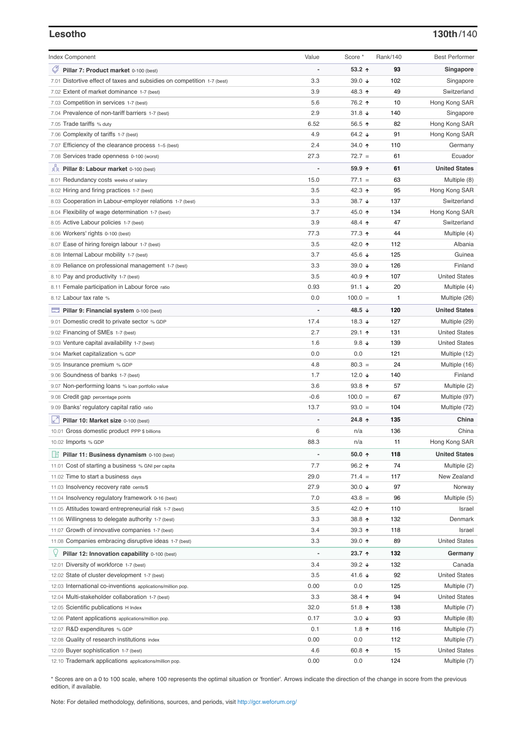## Lesotho

**130th**/140

| Index Component | Value | Score * | Rank/140 | Best Performer |
|---|---|---|---|---|
| **Pillar 7: Product market** 0-100 (best) | - | **53.2 ↑** | **93** | **Singapore** |
| 7.01 Distortive effect of taxes and subsidies on competition 1-7 (best) | 3.3 | 39.0 ↓ | 102 | Singapore |
| 7.02 Extent of market dominance 1-7 (best) | 3.9 | 48.3 ↑ | 49 | Switzerland |
| 7.03 Competition in services 1-7 (best) | 5.6 | 76.2 ↑ | 10 | Hong Kong SAR |
| 7.04 Prevalence of non-tariff barriers 1-7 (best) | 2.9 | 31.8 ↓ | 140 | Singapore |
| 7.05 Trade tariffs % duty | 6.52 | 56.5 ↑ | 82 | Hong Kong SAR |
| 7.06 Complexity of tariffs 1-7 (best) | 4.9 | 64.2 ↓ | 91 | Hong Kong SAR |
| 7.07 Efficiency of the clearance process 1–5 (best) | 2.4 | 34.0 ↑ | 110 | Germany |
| 7.08 Services trade openness 0-100 (worst) | 27.3 | 72.7 = | 61 | Ecuador |
| **Pillar 8: Labour market** 0-100 (best) | - | **59.9 ↑** | **61** | **United States** |
| 8.01 Redundancy costs weeks of salary | 15.0 | 77.1 = | 63 | Multiple (8) |
| 8.02 Hiring and firing practices 1-7 (best) | 3.5 | 42.3 ↑ | 95 | Hong Kong SAR |
| 8.03 Cooperation in Labour-employer relations 1-7 (best) | 3.3 | 38.7 ↓ | 137 | Switzerland |
| 8.04 Flexibility of wage determination 1-7 (best) | 3.7 | 45.0 ↑ | 134 | Hong Kong SAR |
| 8.05 Active Labour policies 1-7 (best) | 3.9 | 48.4 ↑ | 47 | Switzerland |
| 8.06 Workers' rights 0-100 (best) | 77.3 | 77.3 ↑ | 44 | Multiple (4) |
| 8.07 Ease of hiring foreign labour 1-7 (best) | 3.5 | 42.0 ↑ | 112 | Albania |
| 8.08 Internal Labour mobility 1-7 (best) | 3.7 | 45.6 ↓ | 125 | Guinea |
| 8.09 Reliance on professional management 1-7 (best) | 3.3 | 39.0 ↓ | 126 | Finland |
| 8.10 Pay and productivity 1-7 (best) | 3.5 | 40.9 ↑ | 107 | United States |
| 8.11 Female participation in Labour force ratio | 0.93 | 91.1 ↓ | 20 | Multiple (4) |
| 8.12 Labour tax rate % | 0.0 | 100.0 = | 1 | Multiple (26) |
| **Pillar 9: Financial system** 0-100 (best) | - | **48.5 ↓** | **120** | **United States** |
| 9.01 Domestic credit to private sector % GDP | 17.4 | 18.3 ↓ | 127 | Multiple (29) |
| 9.02 Financing of SMEs 1-7 (best) | 2.7 | 29.1 ↑ | 131 | United States |
| 9.03 Venture capital availability 1-7 (best) | 1.6 | 9.8 ↓ | 139 | United States |
| 9.04 Market capitalization % GDP | 0.0 | 0.0 | 121 | Multiple (12) |
| 9.05 Insurance premium % GDP | 4.8 | 80.3 = | 24 | Multiple (16) |
| 9.06 Soundness of banks 1-7 (best) | 1.7 | 12.0 ↓ | 140 | Finland |
| 9.07 Non-performing loans % loan portfolio value | 3.6 | 93.8 ↑ | 57 | Multiple (2) |
| 9.08 Credit gap percentage points | -0.6 | 100.0 = | 67 | Multiple (97) |
| 9.09 Banks' regulatory capital ratio ratio | 13.7 | 93.0 = | 104 | Multiple (72) |
| **Pillar 10: Market size** 0-100 (best) | - | **24.8 ↑** | **135** | **China** |
| 10.01 Gross domestic product PPP $ billions | 6 | n/a | 136 | China |
| 10.02 Imports % GDP | 88.3 | n/a | 11 | Hong Kong SAR |
| **Pillar 11: Business dynamism** 0-100 (best) | - | **50.0 ↑** | **118** | **United States** |
| 11.01 Cost of starting a business % GNI per capita | 7.7 | 96.2 ↑ | 74 | Multiple (2) |
| 11.02 Time to start a business days | 29.0 | 71.4 = | 117 | New Zealand |
| 11.03 Insolvency recovery rate cents/$ | 27.9 | 30.0 ↓ | 97 | Norway |
| 11.04 Insolvency regulatory framework 0-16 (best) | 7.0 | 43.8 = | 96 | Multiple (5) |
| 11.05 Attitudes toward entrepreneurial risk 1-7 (best) | 3.5 | 42.0 ↑ | 110 | Israel |
| 11.06 Willingness to delegate authority 1-7 (best) | 3.3 | 38.8 ↑ | 132 | Denmark |
| 11.07 Growth of innovative companies 1-7 (best) | 3.4 | 39.3 ↑ | 118 | Israel |
| 11.08 Companies embracing disruptive ideas 1-7 (best) | 3.3 | 39.0 ↑ | 89 | United States |
| **Pillar 12: Innovation capability** 0-100 (best) | - | **23.7 ↑** | **132** | **Germany** |
| 12.01 Diversity of workforce 1-7 (best) | 3.4 | 39.2 ↓ | 132 | Canada |
| 12.02 State of cluster development 1-7 (best) | 3.5 | 41.6 ↓ | 92 | United States |
| 12.03 International co-inventions applications/million pop. | 0.00 | 0.0 | 125 | Multiple (7) |
| 12.04 Multi-stakeholder collaboration 1-7 (best) | 3.3 | 38.4 ↑ | 94 | United States |
| 12.05 Scientific publications H Index | 32.0 | 51.8 ↑ | 138 | Multiple (7) |
| 12.06 Patent applications applications/million pop. | 0.17 | 3.0 ↓ | 93 | Multiple (8) |
| 12.07 R&D expenditures % GDP | 0.1 | 1.8 ↑ | 116 | Multiple (7) |
| 12.08 Quality of research institutions index | 0.00 | 0.0 | 112 | Multiple (7) |
| 12.09 Buyer sophistication 1-7 (best) | 4.6 | 60.8 ↑ | 15 | United States |
| 12.10 Trademark applications applications/million pop. | 0.00 | 0.0 | 124 | Multiple (7) |

* Scores are on a 0 to 100 scale, where 100 represents the optimal situation or 'frontier'. Arrows indicate the direction of the change in score from the previous edition, if available.

Note: For detailed methodology, definitions, sources, and periods, visit http://gcr.weforum.org/